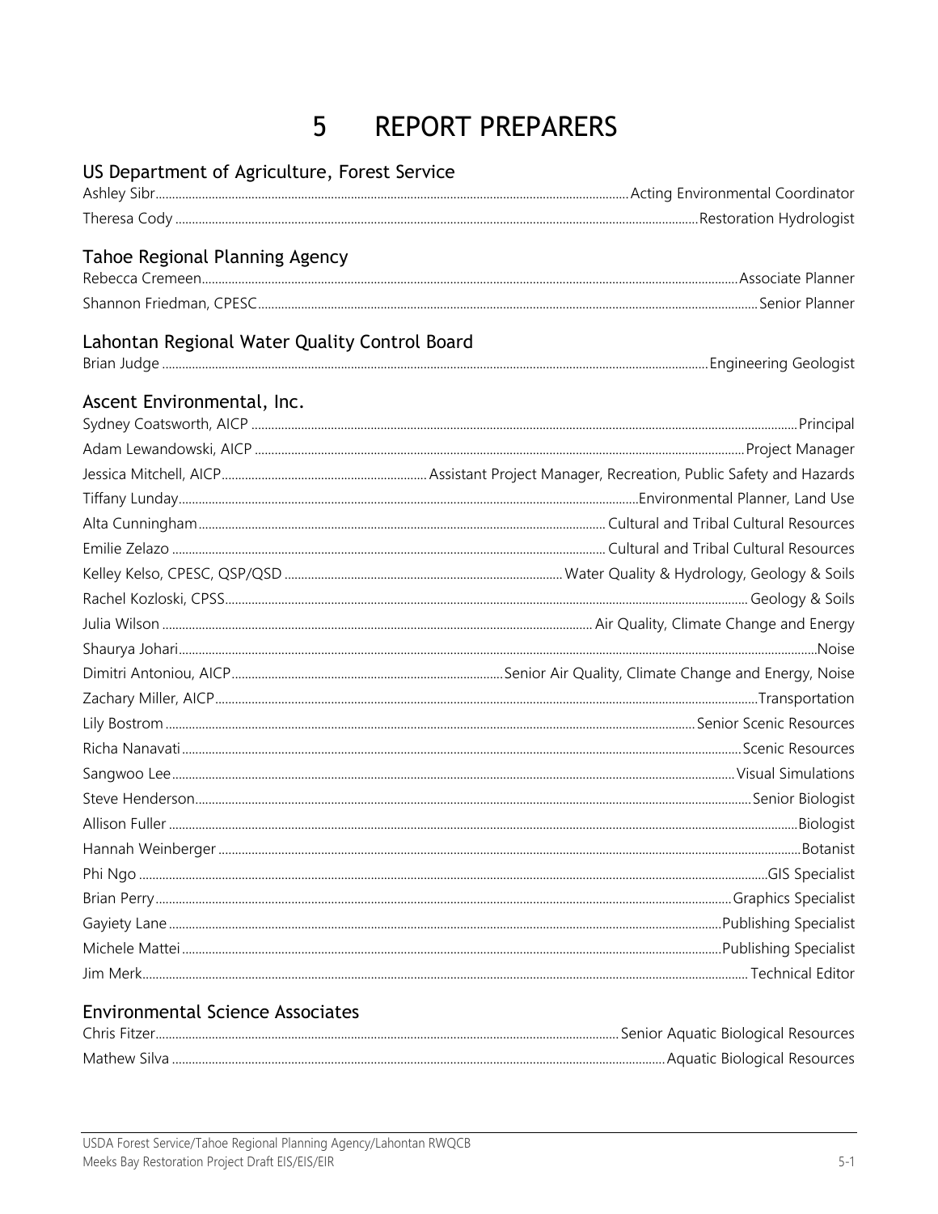# 5 REPORT PREPARERS

## US Department of Agriculture, Forest Service

Ashley Sibr ........ Acting Environmental Coordinator
Theresa Cody ........ Restoration Hydrologist

## Tahoe Regional Planning Agency

Rebecca Cremeen ........ Associate Planner
Shannon Friedman, CPESC ........ Senior Planner

## Lahontan Regional Water Quality Control Board

Brian Judge ........ Engineering Geologist

## Ascent Environmental, Inc.

Sydney Coatsworth, AICP ........ Principal
Adam Lewandowski, AICP ........ Project Manager
Jessica Mitchell, AICP ........ Assistant Project Manager, Recreation, Public Safety and Hazards
Tiffany Lunday ........ Environmental Planner, Land Use
Alta Cunningham ........ Cultural and Tribal Cultural Resources
Emilie Zelazo ........ Cultural and Tribal Cultural Resources
Kelley Kelso, CPESC, QSP/QSD ........ Water Quality & Hydrology, Geology & Soils
Rachel Kozloski, CPSS ........ Geology & Soils
Julia Wilson ........ Air Quality, Climate Change and Energy
Shaurya Johari ........ Noise
Dimitri Antoniou, AICP ........ Senior Air Quality, Climate Change and Energy, Noise
Zachary Miller, AICP ........ Transportation
Lily Bostrom ........ Senior Scenic Resources
Richa Nanavati ........ Scenic Resources
Sangwoo Lee ........ Visual Simulations
Steve Henderson ........ Senior Biologist
Allison Fuller ........ Biologist
Hannah Weinberger ........ Botanist
Phi Ngo ........ GIS Specialist
Brian Perry ........ Graphics Specialist
Gayiety Lane ........ Publishing Specialist
Michele Mattei ........ Publishing Specialist
Jim Merk ........ Technical Editor

## Environmental Science Associates

Chris Fitzer ........ Senior Aquatic Biological Resources
Mathew Silva ........ Aquatic Biological Resources